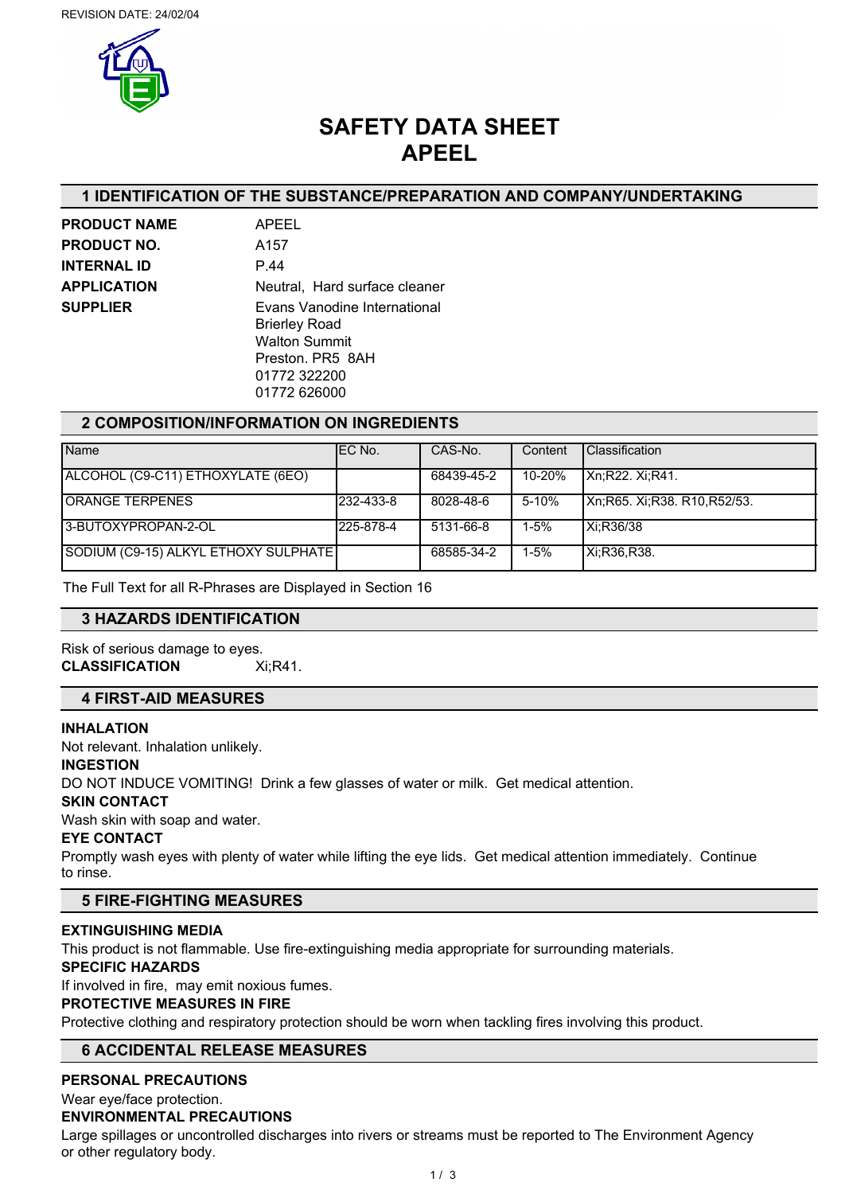REVISION DATE: 24/02/04

# SAFETY DATA SHEET
# APEEL

## 1 IDENTIFICATION OF THE SUBSTANCE/PREPARATION AND COMPANY/UNDERTAKING

**PRODUCT NAME** APEEL

**PRODUCT NO.** A157

**INTERNAL ID** P.44

**APPLICATION** Neutral, Hard surface cleaner

**SUPPLIER** Evans Vanodine International
Brierley Road
Walton Summit
Preston. PR5 8AH
01772 322200
01772 626000

## 2 COMPOSITION/INFORMATION ON INGREDIENTS

| Name | EC No. | CAS-No. | Content | Classification |
|---|---|---|---|---|
| ALCOHOL (C9-C11) ETHOXYLATE (6EO) | | 68439-45-2 | 10-20% | Xn;R22. Xi;R41. |
| ORANGE TERPENES | 232-433-8 | 8028-48-6 | 5-10% | Xn;R65. Xi;R38. R10,R52/53. |
| 3-BUTOXYPROPAN-2-OL | 225-878-4 | 5131-66-8 | 1-5% | Xi;R36/38 |
| SODIUM (C9-15) ALKYL ETHOXY SULPHATE | | 68585-34-2 | 1-5% | Xi;R36,R38. |

The Full Text for all R-Phrases are Displayed in Section 16

## 3 HAZARDS IDENTIFICATION

Risk of serious damage to eyes.

**CLASSIFICATION** Xi;R41.

## 4 FIRST-AID MEASURES

**INHALATION**

Not relevant. Inhalation unlikely.

**INGESTION**

DO NOT INDUCE VOMITING! Drink a few glasses of water or milk. Get medical attention.

**SKIN CONTACT**

Wash skin with soap and water.

**EYE CONTACT**

Promptly wash eyes with plenty of water while lifting the eye lids. Get medical attention immediately. Continue to rinse.

## 5 FIRE-FIGHTING MEASURES

**EXTINGUISHING MEDIA**

This product is not flammable. Use fire-extinguishing media appropriate for surrounding materials.

**SPECIFIC HAZARDS**

If involved in fire, may emit noxious fumes.

**PROTECTIVE MEASURES IN FIRE**

Protective clothing and respiratory protection should be worn when tackling fires involving this product.

## 6 ACCIDENTAL RELEASE MEASURES

**PERSONAL PRECAUTIONS**

Wear eye/face protection.

**ENVIRONMENTAL PRECAUTIONS**

Large spillages or uncontrolled discharges into rivers or streams must be reported to The Environment Agency or other regulatory body.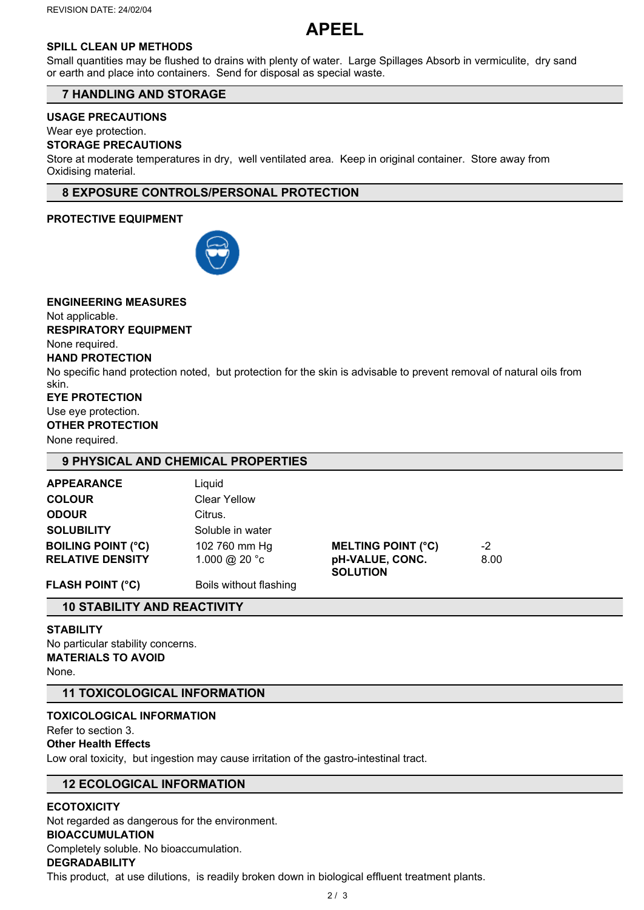# APEEL

**SPILL CLEAN UP METHODS**

Small quantities may be flushed to drains with plenty of water. Large Spillages Absorb in vermiculite, dry sand or earth and place into containers. Send for disposal as special waste.

## 7 HANDLING AND STORAGE

**USAGE PRECAUTIONS**

Wear eye protection.

**STORAGE PRECAUTIONS**

Store at moderate temperatures in dry, well ventilated area. Keep in original container. Store away from Oxidising material.

## 8 EXPOSURE CONTROLS/PERSONAL PROTECTION

**PROTECTIVE EQUIPMENT**

**ENGINEERING MEASURES**

Not applicable.

**RESPIRATORY EQUIPMENT**

None required.

**HAND PROTECTION**

No specific hand protection noted, but protection for the skin is advisable to prevent removal of natural oils from skin.

**EYE PROTECTION**

Use eye protection.

**OTHER PROTECTION**

None required.

## 9 PHYSICAL AND CHEMICAL PROPERTIES

| | | | |
|---|---|---|---|
| **APPEARANCE** | Liquid | | |
| **COLOUR** | Clear Yellow | | |
| **ODOUR** | Citrus. | | |
| **SOLUBILITY** | Soluble in water | | |
| **BOILING POINT (°C)** | 102 760 mm Hg | **MELTING POINT (°C)** | -2 |
| **RELATIVE DENSITY** | 1.000 @ 20 °c | **pH-VALUE, CONC. SOLUTION** | 8.00 |
| **FLASH POINT (°C)** | Boils without flashing | | |

## 10 STABILITY AND REACTIVITY

**STABILITY**

No particular stability concerns.

**MATERIALS TO AVOID**

None.

## 11 TOXICOLOGICAL INFORMATION

**TOXICOLOGICAL INFORMATION**

Refer to section 3.

**Other Health Effects**

Low oral toxicity, but ingestion may cause irritation of the gastro-intestinal tract.

## 12 ECOLOGICAL INFORMATION

**ECOTOXICITY**

Not regarded as dangerous for the environment.

**BIOACCUMULATION**

Completely soluble. No bioaccumulation.

**DEGRADABILITY**

This product, at use dilutions, is readily broken down in biological effluent treatment plants.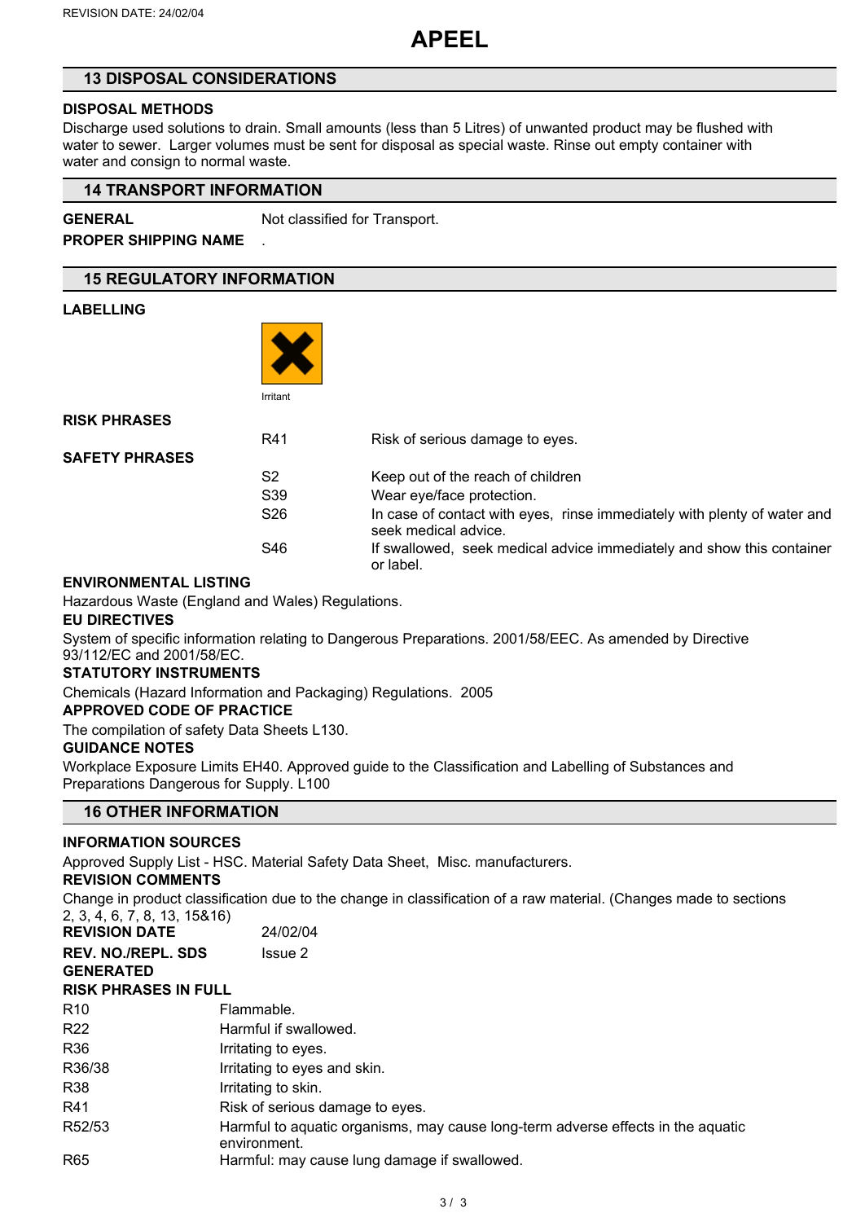# APEEL

## 13 DISPOSAL CONSIDERATIONS

**DISPOSAL METHODS**

Discharge used solutions to drain. Small amounts (less than 5 Litres) of unwanted product may be flushed with water to sewer. Larger volumes must be sent for disposal as special waste. Rinse out empty container with water and consign to normal waste.

## 14 TRANSPORT INFORMATION

| | |
|---|---|
| **GENERAL** | Not classified for Transport. |
| **PROPER SHIPPING NAME** | . |

## 15 REGULATORY INFORMATION

**LABELLING**

Irritant

**RISK PHRASES**

| | |
|---|---|
| R41 | Risk of serious damage to eyes. |

**SAFETY PHRASES**

| | |
|---|---|
| S2 | Keep out of the reach of children |
| S39 | Wear eye/face protection. |
| S26 | In case of contact with eyes, rinse immediately with plenty of water and seek medical advice. |
| S46 | If swallowed, seek medical advice immediately and show this container or label. |

**ENVIRONMENTAL LISTING**

Hazardous Waste (England and Wales) Regulations.

**EU DIRECTIVES**

System of specific information relating to Dangerous Preparations. 2001/58/EEC. As amended by Directive 93/112/EC and 2001/58/EC.

**STATUTORY INSTRUMENTS**

Chemicals (Hazard Information and Packaging) Regulations. 2005

**APPROVED CODE OF PRACTICE**

The compilation of safety Data Sheets L130.

**GUIDANCE NOTES**

Workplace Exposure Limits EH40. Approved guide to the Classification and Labelling of Substances and Preparations Dangerous for Supply. L100

## 16 OTHER INFORMATION

**INFORMATION SOURCES**

Approved Supply List - HSC. Material Safety Data Sheet, Misc. manufacturers.

**REVISION COMMENTS**

Change in product classification due to the change in classification of a raw material. (Changes made to sections 2, 3, 4, 6, 7, 8, 13, 15&16)

| | |
|---|---|
| **REVISION DATE** | 24/02/04 |
| **REV. NO./REPL. SDS GENERATED** | Issue 2 |

**RISK PHRASES IN FULL**

| | |
|---|---|
| R10 | Flammable. |
| R22 | Harmful if swallowed. |
| R36 | Irritating to eyes. |
| R36/38 | Irritating to eyes and skin. |
| R38 | Irritating to skin. |
| R41 | Risk of serious damage to eyes. |
| R52/53 | Harmful to aquatic organisms, may cause long-term adverse effects in the aquatic environment. |
| R65 | Harmful: may cause lung damage if swallowed. |